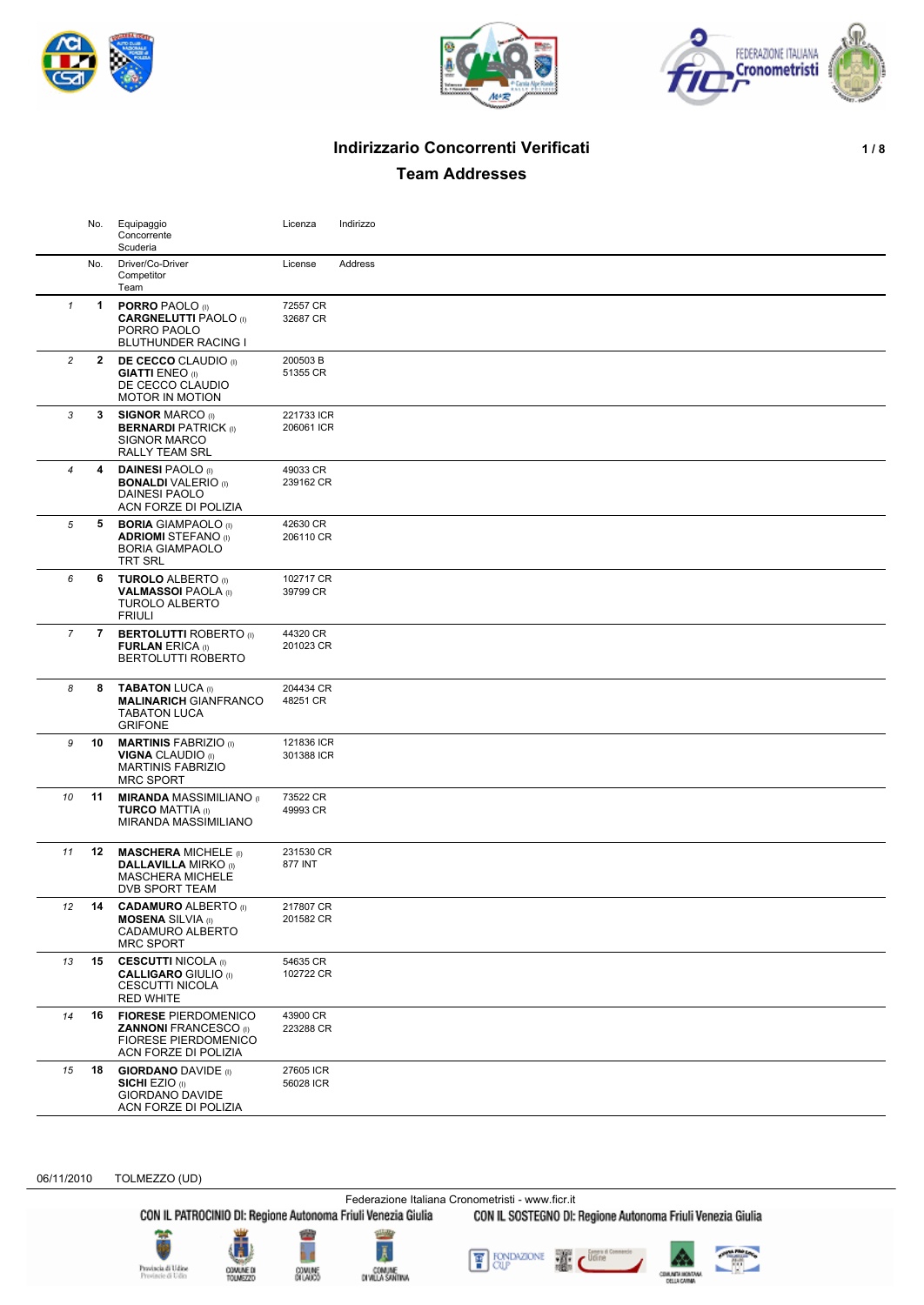# Indirizzario Concorrenti Verificati

## Team Addresses

| | No. | Equipaggio / Concorrente / Scuderia | Licenza | Indirizzo |
|---|---|---|---|---|
| | No. | Driver/Co-Driver / Competitor / Team | License | Address |
| 1 | 1 | **PORRO** PAOLO (I) <br> **CARGNELUTTI** PAOLO (I) <br> PORRO PAOLO <br> BLUTHUNDER RACING I | 72557 CR <br> 32687 CR | |
| 2 | 2 | **DE CECCO** CLAUDIO (I) <br> **GIATTI** ENEO (I) <br> DE CECCO CLAUDIO <br> MOTOR IN MOTION | 200503 B <br> 51355 CR | |
| 3 | 3 | **SIGNOR** MARCO (I) <br> **BERNARDI** PATRICK (I) <br> SIGNOR MARCO <br> RALLY TEAM SRL | 221733 ICR <br> 206061 ICR | |
| 4 | 4 | **DAINESI** PAOLO (I) <br> **BONALDI** VALERIO (I) <br> DAINESI PAOLO <br> ACN FORZE DI POLIZIA | 49033 CR <br> 239162 CR | |
| 5 | 5 | **BORIA** GIAMPAOLO (I) <br> **ADRIOMI** STEFANO (I) <br> BORIA GIAMPAOLO <br> TRT SRL | 42630 CR <br> 206110 CR | |
| 6 | 6 | **TUROLO** ALBERTO (I) <br> **VALMASSOI** PAOLA (I) <br> TUROLO ALBERTO <br> FRIULI | 102717 CR <br> 39799 CR | |
| 7 | 7 | **BERTOLUTTI** ROBERTO (I) <br> **FURLAN** ERICA (I) <br> BERTOLUTTI ROBERTO | 44320 CR <br> 201023 CR | |
| 8 | 8 | **TABATON** LUCA (I) <br> **MALINARICH** GIANFRANCO <br> TABATON LUCA <br> GRIFONE | 204434 CR <br> 48251 CR | |
| 9 | 10 | **MARTINIS** FABRIZIO (I) <br> **VIGNA** CLAUDIO (I) <br> MARTINIS FABRIZIO <br> MRC SPORT | 121836 ICR <br> 301388 ICR | |
| 10 | 11 | **MIRANDA** MASSIMILIANO (I) <br> **TURCO** MATTIA (I) <br> MIRANDA MASSIMILIANO | 73522 CR <br> 49993 CR | |
| 11 | 12 | **MASCHERA** MICHELE (I) <br> **DALLAVILLA** MIRKO (I) <br> MASCHERA MICHELE <br> DVB SPORT TEAM | 231530 CR <br> 877 INT | |
| 12 | 14 | **CADAMURO** ALBERTO (I) <br> **MOSENA** SILVIA (I) <br> CADAMURO ALBERTO <br> MRC SPORT | 217807 CR <br> 201582 CR | |
| 13 | 15 | **CESCUTTI** NICOLA (I) <br> **CALLIGARO** GIULIO (I) <br> CESCUTTI NICOLA <br> RED WHITE | 54635 CR <br> 102722 CR | |
| 14 | 16 | **FIORESE** PIERDOMENICO <br> **ZANNONI** FRANCESCO (I) <br> FIORESE PIERDOMENICO <br> ACN FORZE DI POLIZIA | 43900 CR <br> 223288 CR | |
| 15 | 18 | **GIORDANO** DAVIDE (I) <br> **SICHI** EZIO (I) <br> GIORDANO DAVIDE <br> ACN FORZE DI POLIZIA | 27605 ICR <br> 56028 ICR | |

06/11/2010 TOLMEZZO (UD)

Federazione Italiana Cronometristi - www.ficr.it

CON IL PATROCINIO DI: Regione Autonoma Friuli Venezia Giulia CON IL SOSTEGNO DI: Regione Autonoma Friuli Venezia Giulia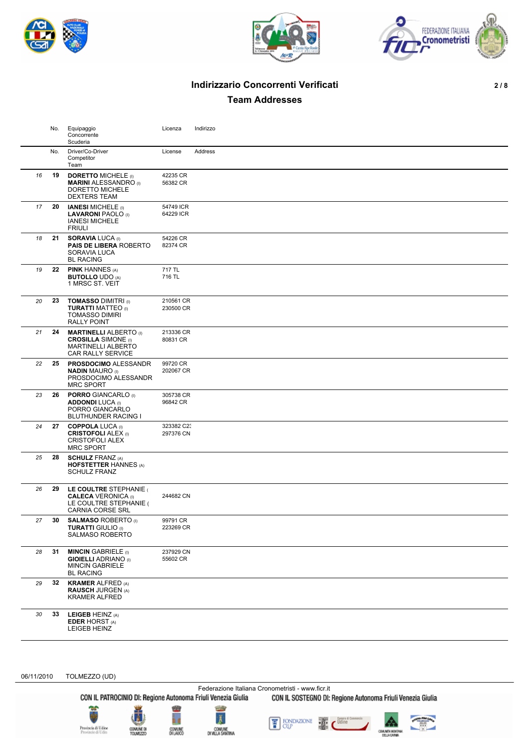## Indirizzario Concorrenti Verificati

## Team Addresses

| | No. | Equipaggio<br>Concorrente<br>Scuderia | Licenza | Indirizzo |
|---|---|---|---|---|
| | No. | Driver/Co-Driver<br>Competitor<br>Team | License | Address |
| 16 | 19 | **DORETTO** MICHELE (I)<br>**MARINI** ALESSANDRO (I)<br>DORETTO MICHELE<br>DEXTERS TEAM | 42235 CR<br>56382 CR | |
| 17 | 20 | **IANESI** MICHELE (I)<br>**LAVARONI** PAOLO (I)<br>IANESI MICHELE<br>FRIULI | 54749 ICR<br>64229 ICR | |
| 18 | 21 | **SORAVIA** LUCA (I)<br>**PAIS DE LIBERA** ROBERTO<br>SORAVIA LUCA<br>BL RACING | 54226 CR<br>82374 CR | |
| 19 | 22 | **PINK** HANNES (A)<br>**BUTOLLO** UDO (A)<br>1 MRSC ST. VEIT | 717 TL<br>716 TL | |
| 20 | 23 | **TOMASSO** DIMITRI (I)<br>**TURATTI** MATTEO (I)<br>TOMASSO DIMIRI<br>RALLY POINT | 210561 CR<br>230500 CR | |
| 21 | 24 | **MARTINELLI** ALBERTO (I)<br>**CROSILLA** SIMONE (I)<br>MARTINELLI ALBERTO<br>CAR RALLY SERVICE | 213336 CR<br>80831 CR | |
| 22 | 25 | **PROSDOCIMO** ALESSANDR<br>**NADIN** MAURO (I)<br>PROSDOCIMO ALESSANDR<br>MRC SPORT | 99720 CR<br>202067 CR | |
| 23 | 26 | **PORRO** GIANCARLO (I)<br>**ADDONDI** LUCA (I)<br>PORRO GIANCARLO<br>BLUTHUNDER RACING I | 305738 CR<br>96842 CR | |
| 24 | 27 | **COPPOLA** LUCA (I)<br>**CRISTOFOLI** ALEX (I)<br>CRISTOFOLI ALEX<br>MRC SPORT | 323382 C2:<br>297376 CN | |
| 25 | 28 | **SCHULZ** FRANZ (A)<br>**HOFSTETTER** HANNES (A)<br>SCHULZ FRANZ | | |
| 26 | 29 | **LE COULTRE** STEPHANIE (<br>**CALECA** VERONICA (I)<br>LE COULTRE STEPHANIE (<br>CARNIA CORSE SRL | <br>244682 CN | |
| 27 | 30 | **SALMASO** ROBERTO (I)<br>**TURATTI** GIULIO (I)<br>SALMASO ROBERTO | 99791 CR<br>223269 CR | |
| 28 | 31 | **MINCIN** GABRIELE (I)<br>**GIOIELLI** ADRIANO (I)<br>MINCIN GABRIELE<br>BL RACING | 237929 CN<br>55602 CR | |
| 29 | 32 | **KRAMER** ALFRED (A)<br>**RAUSCH** JURGEN (A)<br>KRAMER ALFRED | | |
| 30 | 33 | **LEIGEB** HEINZ (A)<br>**EDER** HORST (A)<br>LEIGEB HEINZ | | |

06/11/2010 TOLMEZZO (UD)

Federazione Italiana Cronometristi - www.ficr.it

CON IL PATROCINIO DI: Regione Autonoma Friuli Venezia Giulia CON IL SOSTEGNO DI: Regione Autonoma Friuli Venezia Giulia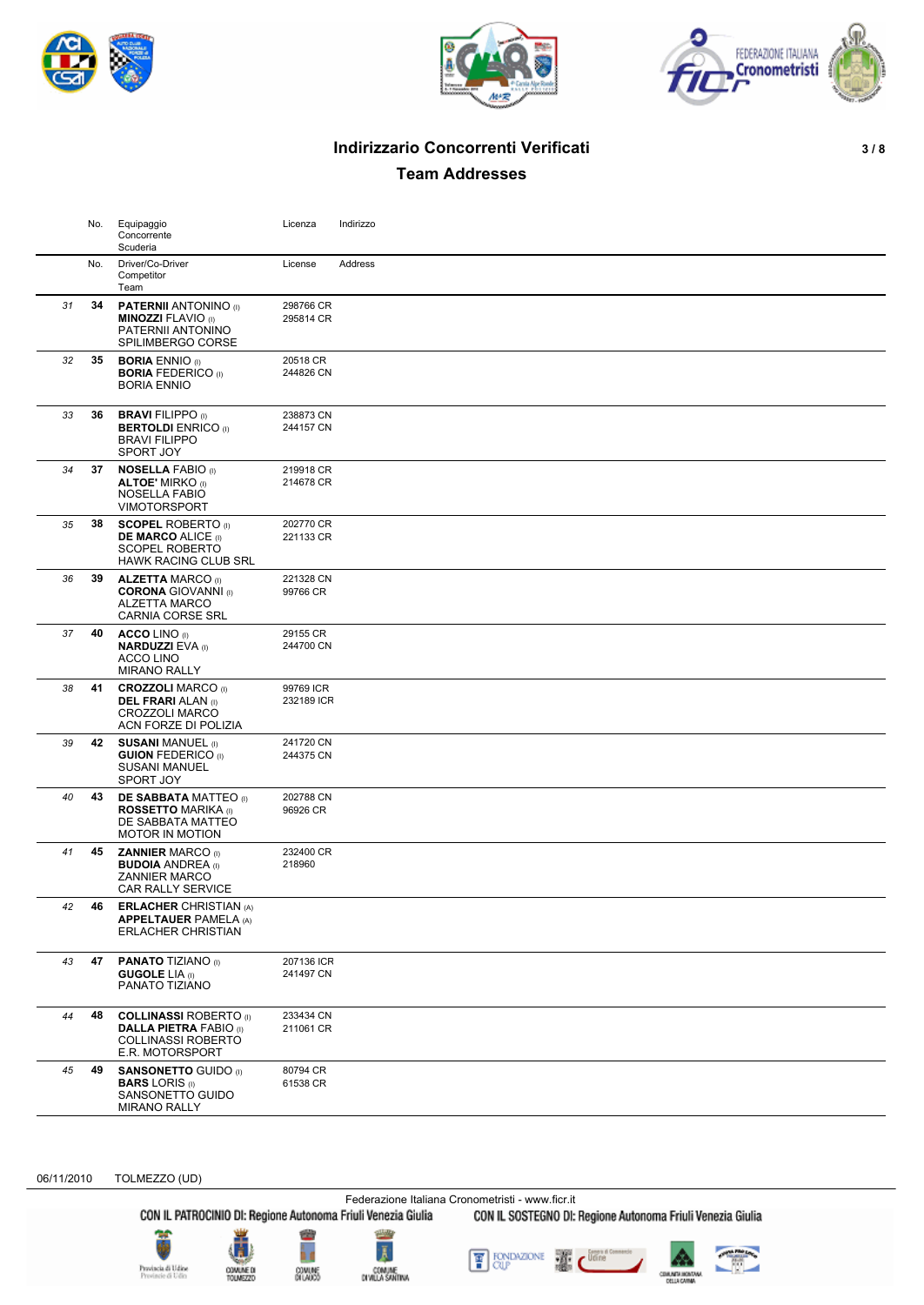## Indirizzario Concorrenti Verificati

## Team Addresses

| | No. | Equipaggio<br>Concorrente<br>Scuderia | Licenza | Indirizzo |
|---|---|---|---|---|
| | No. | Driver/Co-Driver<br>Competitor<br>Team | License | Address |
| 31 | **34** | **PATERNII** ANTONINO (I)<br>**MINOZZI** FLAVIO (I)<br>PATERNII ANTONINO<br>SPILIMBERGO CORSE | 298766 CR<br>295814 CR | |
| 32 | **35** | **BORIA** ENNIO (I)<br>**BORIA** FEDERICO (I)<br>BORIA ENNIO | 20518 CR<br>244826 CN | |
| 33 | **36** | **BRAVI** FILIPPO (I)<br>**BERTOLDI** ENRICO (I)<br>BRAVI FILIPPO<br>SPORT JOY | 238873 CN<br>244157 CN | |
| 34 | **37** | **NOSELLA** FABIO (I)<br>**ALTOE'** MIRKO (I)<br>NOSELLA FABIO<br>VIMOTORSPORT | 219918 CR<br>214678 CR | |
| 35 | **38** | **SCOPEL** ROBERTO (I)<br>**DE MARCO** ALICE (I)<br>SCOPEL ROBERTO<br>HAWK RACING CLUB SRL | 202770 CR<br>221133 CR | |
| 36 | **39** | **ALZETTA** MARCO (I)<br>**CORONA** GIOVANNI (I)<br>ALZETTA MARCO<br>CARNIA CORSE SRL | 221328 CN<br>99766 CR | |
| 37 | **40** | **ACCO** LINO (I)<br>**NARDUZZI** EVA (I)<br>ACCO LINO<br>MIRANO RALLY | 29155 CR<br>244700 CN | |
| 38 | **41** | **CROZZOLI** MARCO (I)<br>**DEL FRARI** ALAN (I)<br>CROZZOLI MARCO<br>ACN FORZE DI POLIZIA | 99769 ICR<br>232189 ICR | |
| 39 | **42** | **SUSANI** MANUEL (I)<br>**GUION** FEDERICO (I)<br>SUSANI MANUEL<br>SPORT JOY | 241720 CN<br>244375 CN | |
| 40 | **43** | **DE SABBATA** MATTEO (I)<br>**ROSSETTO** MARIKA (I)<br>DE SABBATA MATTEO<br>MOTOR IN MOTION | 202788 CN<br>96926 CR | |
| 41 | **45** | **ZANNIER** MARCO (I)<br>**BUDOIA** ANDREA (I)<br>ZANNIER MARCO<br>CAR RALLY SERVICE | 232400 CR<br>218960 | |
| 42 | **46** | **ERLACHER** CHRISTIAN (A)<br>**APPELTAUER** PAMELA (A)<br>ERLACHER CHRISTIAN | | |
| 43 | **47** | **PANATO** TIZIANO (I)<br>**GUGOLE** LIA (I)<br>PANATO TIZIANO | 207136 ICR<br>241497 CN | |
| 44 | **48** | **COLLINASSI** ROBERTO (I)<br>**DALLA PIETRA** FABIO (I)<br>COLLINASSI ROBERTO<br>E.R. MOTORSPORT | 233434 CN<br>211061 CR | |
| 45 | **49** | **SANSONETTO** GUIDO (I)<br>**BARS** LORIS (I)<br>SANSONETTO GUIDO<br>MIRANO RALLY | 80794 CR<br>61538 CR | |

06/11/2010 TOLMEZZO (UD)

Federazione Italiana Cronometristi - www.ficr.it

CON IL PATROCINIO DI: Regione Autonoma Friuli Venezia Giulia — CON IL SOSTEGNO DI: Regione Autonoma Friuli Venezia Giulia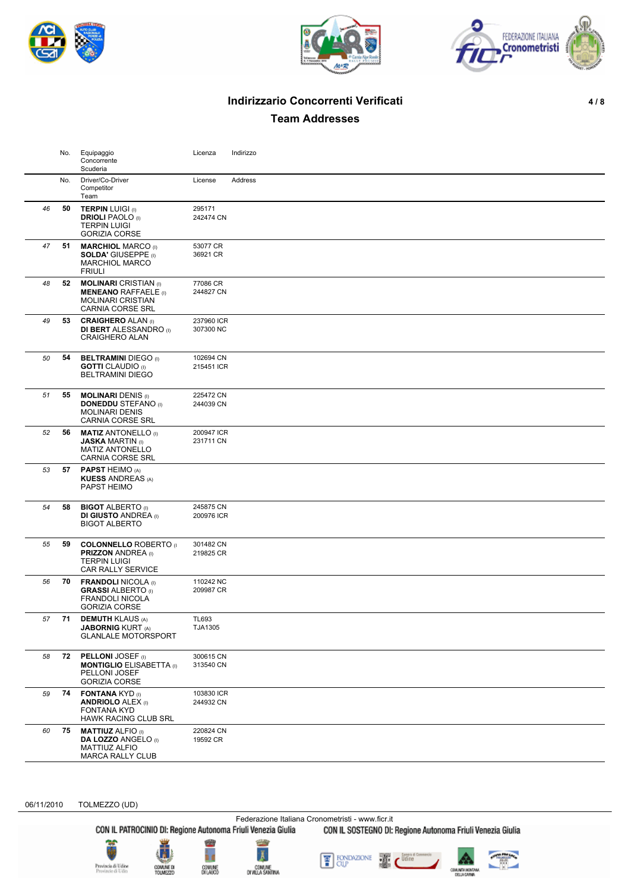# Indirizzario Concorrenti Verificati

## Team Addresses

| | No. | Equipaggio<br>Concorrente<br>Scuderia | Licenza | Indirizzo |
|---|---|---|---|---|
| | No. | Driver/Co-Driver<br>Competitor<br>Team | License | Address |
| 46 | 50 | **TERPIN** LUIGI (I)<br>**DRIOLI** PAOLO (I)<br>TERPIN LUIGI<br>GORIZIA CORSE | 295171<br>242474 CN | |
| 47 | 51 | **MARCHIOL** MARCO (I)<br>**SOLDA'** GIUSEPPE (I)<br>MARCHIOL MARCO<br>FRIULI | 53077 CR<br>36921 CR | |
| 48 | 52 | **MOLINARI** CRISTIAN (I)<br>**MENEANO** RAFFAELE (I)<br>MOLINARI CRISTIAN<br>CARNIA CORSE SRL | 77086 CR<br>244827 CN | |
| 49 | 53 | **CRAIGHERO** ALAN (I)<br>**DI BERT** ALESSANDRO (I)<br>CRAIGHERO ALAN | 237960 ICR<br>307300 NC | |
| 50 | 54 | **BELTRAMINI** DIEGO (I)<br>**GOTTI** CLAUDIO (I)<br>BELTRAMINI DIEGO | 102694 CN<br>215451 ICR | |
| 51 | 55 | **MOLINARI** DENIS (I)<br>**DONEDDU** STEFANO (I)<br>MOLINARI DENIS<br>CARNIA CORSE SRL | 225472 CN<br>244039 CN | |
| 52 | 56 | **MATIZ** ANTONELLO (I)<br>**JASKA** MARTIN (I)<br>MATIZ ANTONELLO<br>CARNIA CORSE SRL | 200947 ICR<br>231711 CN | |
| 53 | 57 | **PAPST** HEIMO (A)<br>**KUESS** ANDREAS (A)<br>PAPST HEIMO | | |
| 54 | 58 | **BIGOT** ALBERTO (I)<br>**DI GIUSTO** ANDREA (I)<br>BIGOT ALBERTO | 245875 CN<br>200976 ICR | |
| 55 | 59 | **COLONNELLO** ROBERTO (I<br>**PRIZZON** ANDREA (I)<br>TERPIN LUIGI<br>CAR RALLY SERVICE | 301482 CN<br>219825 CR | |
| 56 | 70 | **FRANDOLI** NICOLA (I)<br>**GRASSI** ALBERTO (I)<br>FRANDOLI NICOLA<br>GORIZIA CORSE | 110242 NC<br>209987 CR | |
| 57 | 71 | **DEMUTH** KLAUS (A)<br>**JABORNIG** KURT (A)<br>GLANLALE MOTORSPORT | TL693<br>TJA1305 | |
| 58 | 72 | **PELLONI** JOSEF (I)<br>**MONTIGLIO** ELISABETTA (I)<br>PELLONI JOSEF<br>GORIZIA CORSE | 300615 CN<br>313540 CN | |
| 59 | 74 | **FONTANA** KYD (I)<br>**ANDRIOLO** ALEX (I)<br>FONTANA KYD<br>HAWK RACING CLUB SRL | 103830 ICR<br>244932 CN | |
| 60 | 75 | **MATTIUZ** ALFIO (I)<br>**DA LOZZO** ANGELO (I)<br>MATTIUZ ALFIO<br>MARCA RALLY CLUB | 220824 CN<br>19592 CR | |

06/11/2010 TOLMEZZO (UD)

Federazione Italiana Cronometristi - www.ficr.it

CON IL PATROCINIO DI: Regione Autonoma Friuli Venezia Giulia CON IL SOSTEGNO DI: Regione Autonoma Friuli Venezia Giulia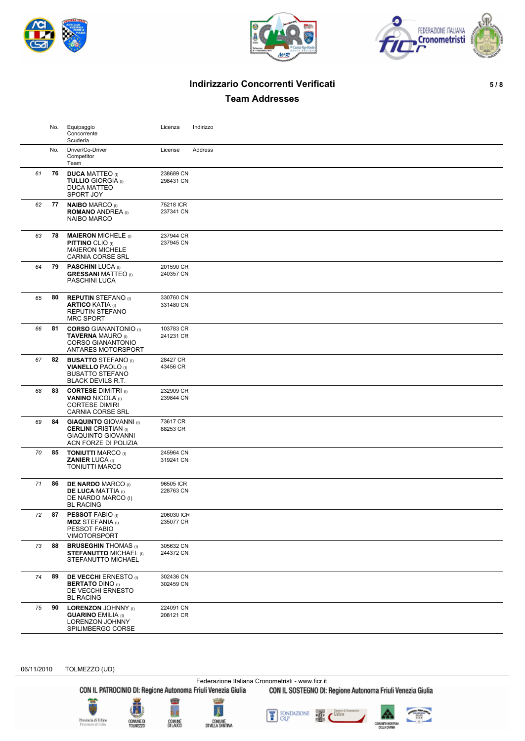## Indirizzario Concorrenti Verificati

## Team Addresses

| | No. | Equipaggio<br>Concorrente<br>Scuderia | Licenza | Indirizzo |
|---|---|---|---|---|
| | No. | Driver/Co-Driver<br>Competitor<br>Team | License | Address |
| 61 | 76 | **DUCA** MATTEO (I)<br>**TULLIO** GIORGIA (I)<br>DUCA MATTEO<br>SPORT JOY | 238689 CN<br>298431 CN | |
| 62 | 77 | **NAIBO** MARCO (I)<br>**ROMANO** ANDREA (I)<br>NAIBO MARCO | 75218 ICR<br>237341 CN | |
| 63 | 78 | **MAIERON** MICHELE (I)<br>**PITTINO** CLIO (I)<br>MAIERON MICHELE<br>CARNIA CORSE SRL | 237944 CR<br>237945 CN | |
| 64 | 79 | **PASCHINI** LUCA (I)<br>**GRESSANI** MATTEO (I)<br>PASCHINI LUCA | 201590 CR<br>240357 CN | |
| 65 | 80 | **REPUTIN** STEFANO (I)<br>**ARTICO** KATIA (I)<br>REPUTIN STEFANO<br>MRC SPORT | 330760 CN<br>331480 CN | |
| 66 | 81 | **CORSO** GIANANTONIO (I)<br>**TAVERNA** MAURO (I)<br>CORSO GIANANTONIO<br>ANTARES MOTORSPORT | 103783 CR<br>241231 CR | |
| 67 | 82 | **BUSATTO** STEFANO (I)<br>**VIANELLO** PAOLO (I)<br>BUSATTO STEFANO<br>BLACK DEVILS R.T. | 28427 CR<br>43456 CR | |
| 68 | 83 | **CORTESE** DIMITRI (I)<br>**VANINO** NICOLA (I)<br>CORTESE DIMIRI<br>CARNIA CORSE SRL | 232909 CR<br>239844 CN | |
| 69 | 84 | **GIAQUINTO** GIOVANNI (I)<br>**CERLINI** CRISTIAN (I)<br>GIAQUINTO GIOVANNI<br>ACN FORZE DI POLIZIA | 73617 CR<br>88253 CR | |
| 70 | 85 | **TONIUTTI** MARCO (I)<br>**ZANIER** LUCA (I)<br>TONIUTTI MARCO | 245964 CN<br>319241 CN | |
| 71 | 86 | **DE NARDO** MARCO (I)<br>**DE LUCA** MATTIA (I)<br>DE NARDO MARCO (I)<br>BL RACING | 96505 ICR<br>228763 CN | |
| 72 | 87 | **PESSOT** FABIO (I)<br>**MOZ** STEFANIA (I)<br>PESSOT FABIO<br>VIMOTORSPORT | 206030 ICR<br>235077 CR | |
| 73 | 88 | **BRUSEGHIN** THOMAS (I)<br>**STEFANUTTO** MICHAEL (I)<br>STEFANUTTO MICHAEL | 305632 CN<br>244372 CN | |
| 74 | 89 | **DE VECCHI** ERNESTO (I)<br>**BERTATO** DINO (I)<br>DE VECCHI ERNESTO<br>BL RACING | 302436 CN<br>302459 CN | |
| 75 | 90 | **LORENZON** JOHNNY (I)<br>**GUARINO** EMILIA (I)<br>LORENZON JOHNNY<br>SPILIMBERGO CORSE | 224091 CN<br>208121 CR | |

06/11/2010 TOLMEZZO (UD)

Federazione Italiana Cronometristi - www.ficr.it

CON IL PATROCINIO DI: Regione Autonoma Friuli Venezia Giulia CON IL SOSTEGNO DI: Regione Autonoma Friuli Venezia Giulia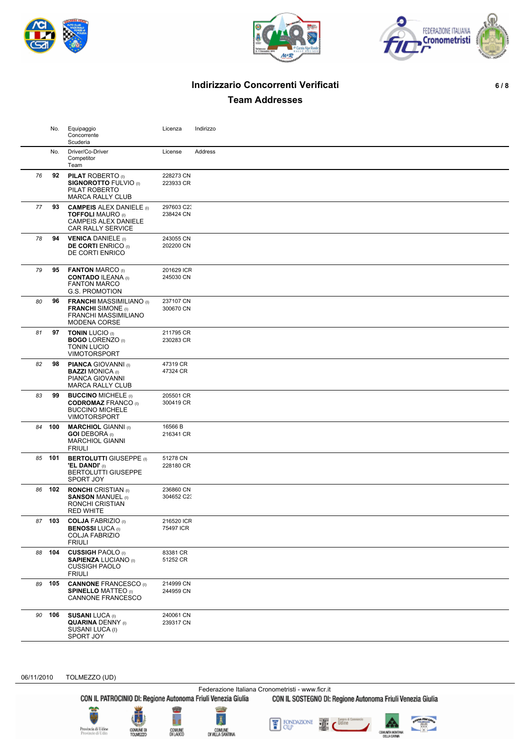# Indirizzario Concorrenti Verificati

## Team Addresses

| | No. | Equipaggio<br>Concorrente<br>Scuderia | Licenza | Indirizzo |
|---|---|---|---|---|
| | No. | Driver/Co-Driver<br>Competitor<br>Team | License | Address |
| 76 | 92 | **PILAT** ROBERTO (I)<br>**SIGNOROTTO** FULVIO (I)<br>PILAT ROBERTO<br>MARCA RALLY CLUB | 228273 CN<br>223933 CR | |
| 77 | 93 | **CAMPEIS** ALEX DANIELE (I)<br>**TOFFOLI** MAURO (I)<br>CAMPEIS ALEX DANIELE<br>CAR RALLY SERVICE | 297603 C23<br>238424 CN | |
| 78 | 94 | **VENICA** DANIELE (I)<br>**DE CORTI** ENRICO (I)<br>DE CORTI ENRICO | 243055 CN<br>202200 CN | |
| 79 | 95 | **FANTON** MARCO (I)<br>**CONTADO** ILEANA (I)<br>FANTON MARCO<br>G.S. PROMOTION | 201629 ICR<br>245030 CN | |
| 80 | 96 | **FRANCHI** MASSIMILIANO (I)<br>**FRANCHI** SIMONE (I)<br>FRANCHI MASSIMILIANO<br>MODENA CORSE | 237107 CN<br>300670 CN | |
| 81 | 97 | **TONIN** LUCIO (I)<br>**BOGO** LORENZO (I)<br>TONIN LUCIO<br>VIMOTORSPORT | 211795 CR<br>230283 CR | |
| 82 | 98 | **PIANCA** GIOVANNI (I)<br>**BAZZI** MONICA (I)<br>PIANCA GIOVANNI<br>MARCA RALLY CLUB | 47319 CR<br>47324 CR | |
| 83 | 99 | **BUCCINO** MICHELE (I)<br>**CODROMAZ** FRANCO (I)<br>BUCCINO MICHELE<br>VIMOTORSPORT | 205501 CR<br>300419 CR | |
| 84 | 100 | **MARCHIOL** GIANNI (I)<br>**GOI** DEBORA (I)<br>MARCHIOL GIANNI<br>FRIULI | 16566 B<br>216341 CR | |
| 85 | 101 | **BERTOLUTTI** GIUSEPPE (I)<br>**'EL DANDI'** (I)<br>BERTOLUTTI GIUSEPPE<br>SPORT JOY | 51278 CN<br>228180 CR | |
| 86 | 102 | **RONCHI** CRISTIAN (I)<br>**SANSON** MANUEL (I)<br>RONCHI CRISTIAN<br>RED WHITE | 236860 CN<br>304652 C23 | |
| 87 | 103 | **COLJA** FABRIZIO (I)<br>**BENOSSI** LUCA (I)<br>COLJA FABRIZIO<br>FRIULI | 216520 ICR<br>75497 ICR | |
| 88 | 104 | **CUSSIGH** PAOLO (I)<br>**SAPIENZA** LUCIANO (I)<br>CUSSIGH PAOLO<br>FRIULI | 83381 CR<br>51252 CR | |
| 89 | 105 | **CANNONE** FRANCESCO (I)<br>**SPINELLO** MATTEO (I)<br>CANNONE FRANCESCO | 214999 CN<br>244959 CN | |
| 90 | 106 | **SUSANI** LUCA (I)<br>**QUARINA** DENNY (I)<br>SUSANI LUCA (I)<br>SPORT JOY | 240061 CN<br>239317 CN | |

06/11/2010 TOLMEZZO (UD)

Federazione Italiana Cronometristi - www.ficr.it

CON IL PATROCINIO DI: Regione Autonoma Friuli Venezia Giulia — CON IL SOSTEGNO DI: Regione Autonoma Friuli Venezia Giulia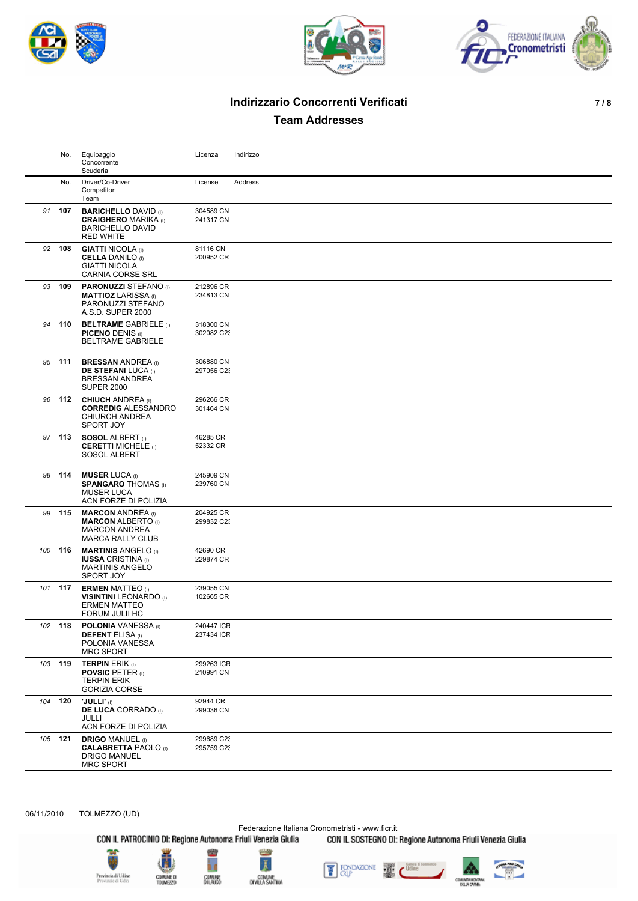# Indirizzario Concorrenti Verificati

## Team Addresses

| | No. | Equipaggio<br>Concorrente<br>Scuderia | Licenza | Indirizzo |
|---|---|---|---|---|
| | No. | Driver/Co-Driver<br>Competitor<br>Team | License | Address |
| 91 | 107 | **BARICHELLO** DAVID (I)<br>**CRAIGHERO** MARIKA (I)<br>BARICHELLO DAVID<br>RED WHITE | 304589 CN<br>241317 CN | |
| 92 | 108 | **GIATTI** NICOLA (I)<br>**CELLA** DANILO (I)<br>GIATTI NICOLA<br>CARNIA CORSE SRL | 81116 CN<br>200952 CR | |
| 93 | 109 | **PARONUZZI** STEFANO (I)<br>**MATTIOZ** LARISSA (I)<br>PARONUZZI STEFANO<br>A.S.D. SUPER 2000 | 212896 CR<br>234813 CN | |
| 94 | 110 | **BELTRAME** GABRIELE (I)<br>**PICENO** DENIS (I)<br>BELTRAME GABRIELE | 318300 CN<br>302082 C2: | |
| 95 | 111 | **BRESSAN** ANDREA (I)<br>**DE STEFANI** LUCA (I)<br>BRESSAN ANDREA<br>SUPER 2000 | 306880 CN<br>297056 C2: | |
| 96 | 112 | **CHIUCH** ANDREA (I)<br>**CORREDIG** ALESSANDRO<br>CHIURCH ANDREA<br>SPORT JOY | 296266 CR<br>301464 CN | |
| 97 | 113 | **SOSOL** ALBERT (I)<br>**CERETTI** MICHELE (I)<br>SOSOL ALBERT | 46285 CR<br>52332 CR | |
| 98 | 114 | **MUSER** LUCA (I)<br>**SPANGARO** THOMAS (I)<br>MUSER LUCA<br>ACN FORZE DI POLIZIA | 245909 CN<br>239760 CN | |
| 99 | 115 | **MARCON** ANDREA (I)<br>**MARCON** ALBERTO (I)<br>MARCON ANDREA<br>MARCA RALLY CLUB | 204925 CR<br>299832 C2: | |
| 100 | 116 | **MARTINIS** ANGELO (I)<br>**IUSSA** CRISTINA (I)<br>MARTINIS ANGELO<br>SPORT JOY | 42690 CR<br>229874 CR | |
| 101 | 117 | **ERMEN** MATTEO (I)<br>**VISINTINI** LEONARDO (I)<br>ERMEN MATTEO<br>FORUM JULII HC | 239055 CN<br>102665 CR | |
| 102 | 118 | **POLONIA** VANESSA (I)<br>**DEFENT** ELISA (I)<br>POLONIA VANESSA<br>MRC SPORT | 240447 ICR<br>237434 ICR | |
| 103 | 119 | **TERPIN** ERIK (I)<br>**POVSIC** PETER (I)<br>TERPIN ERIK<br>GORIZIA CORSE | 299263 ICR<br>210991 CN | |
| 104 | 120 | **'JULLI'** (I)<br>**DE LUCA** CORRADO (I)<br>JULLI<br>ACN FORZE DI POLIZIA | 92944 CR<br>299036 CN | |
| 105 | 121 | **DRIGO** MANUEL (I)<br>**CALABRETTA** PAOLO (I)<br>DRIGO MANUEL<br>MRC SPORT | 299689 C2:<br>295759 C2: | |

06/11/2010 TOLMEZZO (UD)

Federazione Italiana Cronometristi - www.ficr.it

CON IL PATROCINIO DI: Regione Autonoma Friuli Venezia Giulia — CON IL SOSTEGNO DI: Regione Autonoma Friuli Venezia Giulia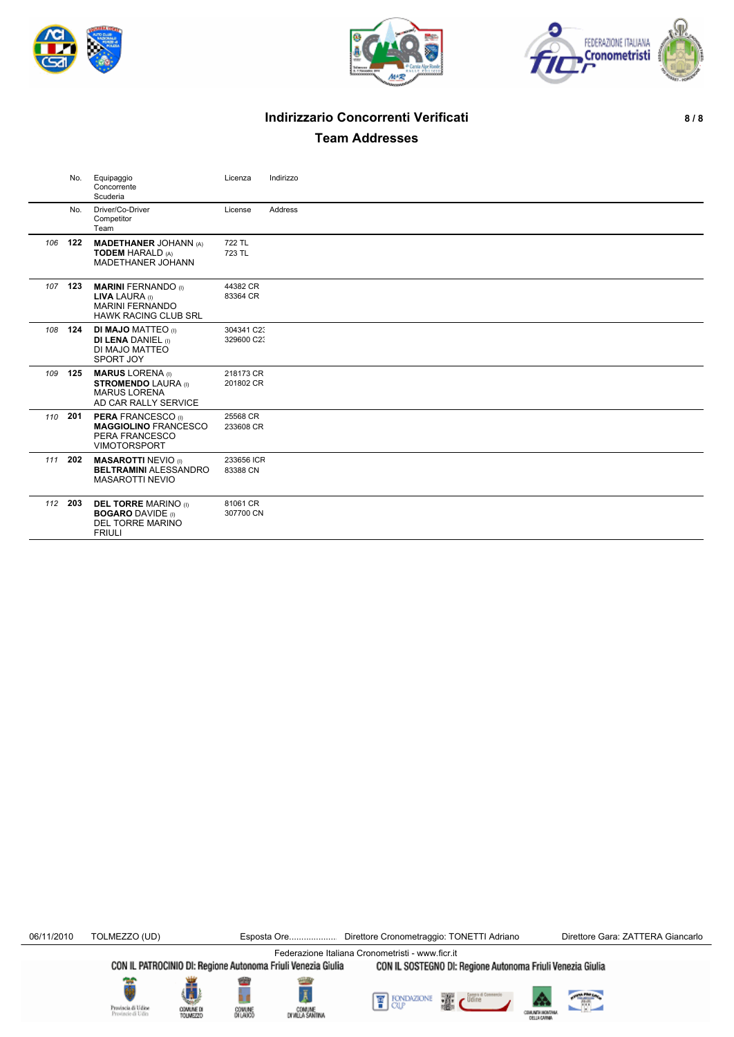## Indirizzario Concorrenti Verificati

## Team Addresses

| | No. | Equipaggio<br>Concorrente<br>Scuderia | Licenza | Indirizzo |
|---|---|---|---|---|
| | No. | Driver/Co-Driver<br>Competitor<br>Team | License | Address |
| *106* | **122** | **MADETHANER** JOHANN (A)<br>**TODEM** HARALD (A)<br>MADETHANER JOHANN | 722 TL<br>723 TL | |
| *107* | **123** | **MARINI** FERNANDO (I)<br>**LIVA** LAURA (I)<br>MARINI FERNANDO<br>HAWK RACING CLUB SRL | 44382 CR<br>83364 CR | |
| *108* | **124** | **DI MAJO** MATTEO (I)<br>**DI LENA** DANIEL (I)<br>DI MAJO MATTEO<br>SPORT JOY | 304341 C2:<br>329600 C2: | |
| *109* | **125** | **MARUS** LORENA (I)<br>**STROMENDO** LAURA (I)<br>MARUS LORENA<br>AD CAR RALLY SERVICE | 218173 CR<br>201802 CR | |
| *110* | **201** | **PERA** FRANCESCO (I)<br>**MAGGIOLINO** FRANCESCO<br>PERA FRANCESCO<br>VIMOTORSPORT | 25568 CR<br>233608 CR | |
| *111* | **202** | **MASAROTTI** NEVIO (I)<br>**BELTRAMINI** ALESSANDRO<br>MASAROTTI NEVIO | 233656 ICR<br>83388 CN | |
| *112* | **203** | **DEL TORRE** MARINO (I)<br>**BOGARO** DAVIDE (I)<br>DEL TORRE MARINO<br>FRIULI | 81061 CR<br>307700 CN | |

06/11/2010 TOLMEZZO (UD) Esposta Ore.................. Direttore Cronometraggio: TONETTI Adriano Direttore Gara: ZATTERA Giancarlo

Federazione Italiana Cronometristi - www.ficr.it

CON IL PATROCINIO DI: Regione Autonoma Friuli Venezia Giulia CON IL SOSTEGNO DI: Regione Autonoma Friuli Venezia Giulia